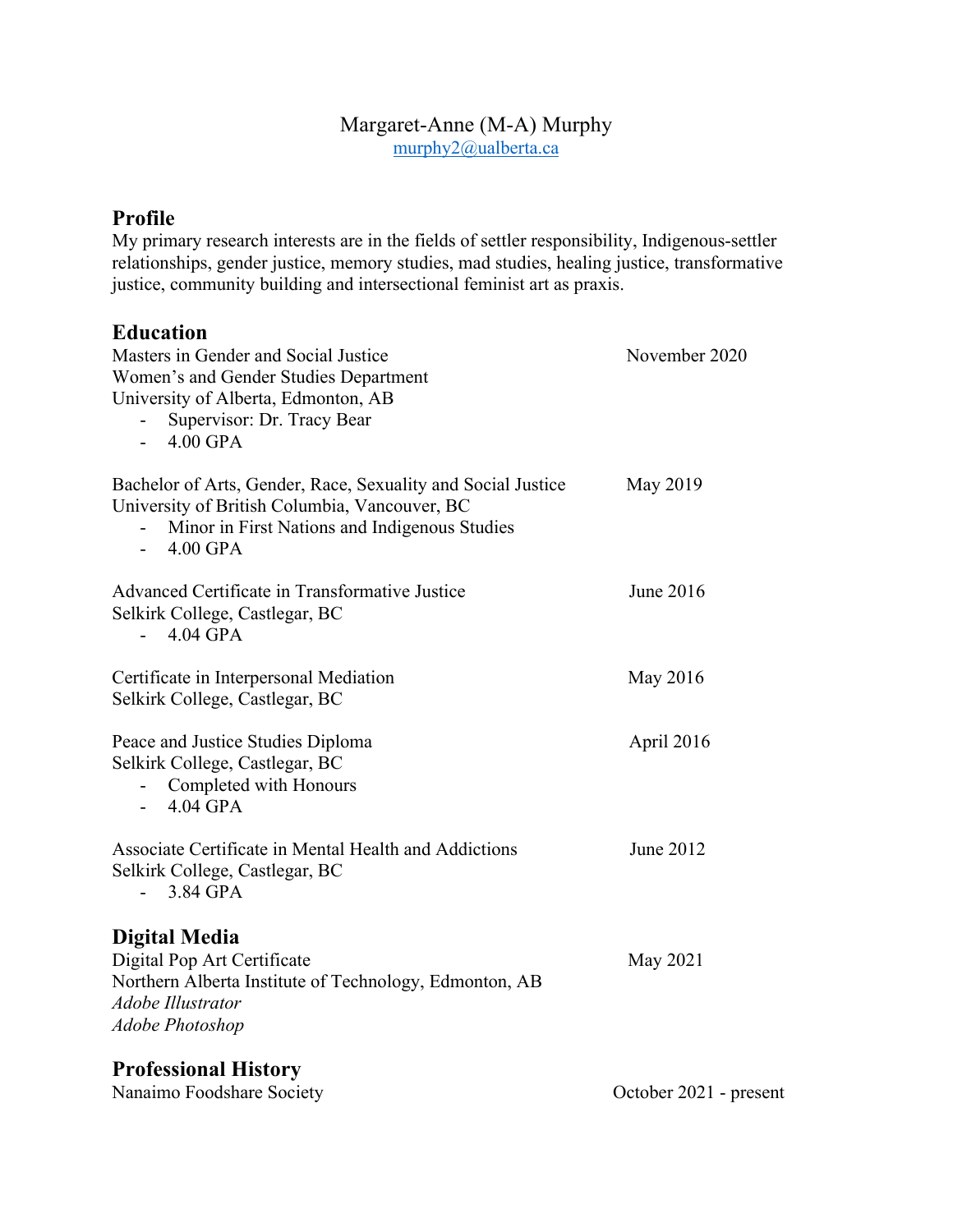Margaret-Anne (M-A) Murphy
murphy2@ualberta.ca

## Profile

My primary research interests are in the fields of settler responsibility, Indigenous-settler relationships, gender justice, memory studies, mad studies, healing justice, transformative justice, community building and intersectional feminist art as praxis.

## Education

Masters in Gender and Social Justice — November 2020
Women's and Gender Studies Department
University of Alberta, Edmonton, AB
- Supervisor: Dr. Tracy Bear
- 4.00 GPA

Bachelor of Arts, Gender, Race, Sexuality and Social Justice — May 2019
University of British Columbia, Vancouver, BC
- Minor in First Nations and Indigenous Studies
- 4.00 GPA

Advanced Certificate in Transformative Justice — June 2016
Selkirk College, Castlegar, BC
- 4.04 GPA

Certificate in Interpersonal Mediation — May 2016
Selkirk College, Castlegar, BC

Peace and Justice Studies Diploma — April 2016
Selkirk College, Castlegar, BC
- Completed with Honours
- 4.04 GPA

Associate Certificate in Mental Health and Addictions — June 2012
Selkirk College, Castlegar, BC
- 3.84 GPA

## Digital Media

Digital Pop Art Certificate — May 2021
Northern Alberta Institute of Technology, Edmonton, AB
*Adobe Illustrator*
*Adobe Photoshop*

## Professional History

Nanaimo Foodshare Society — October 2021 - present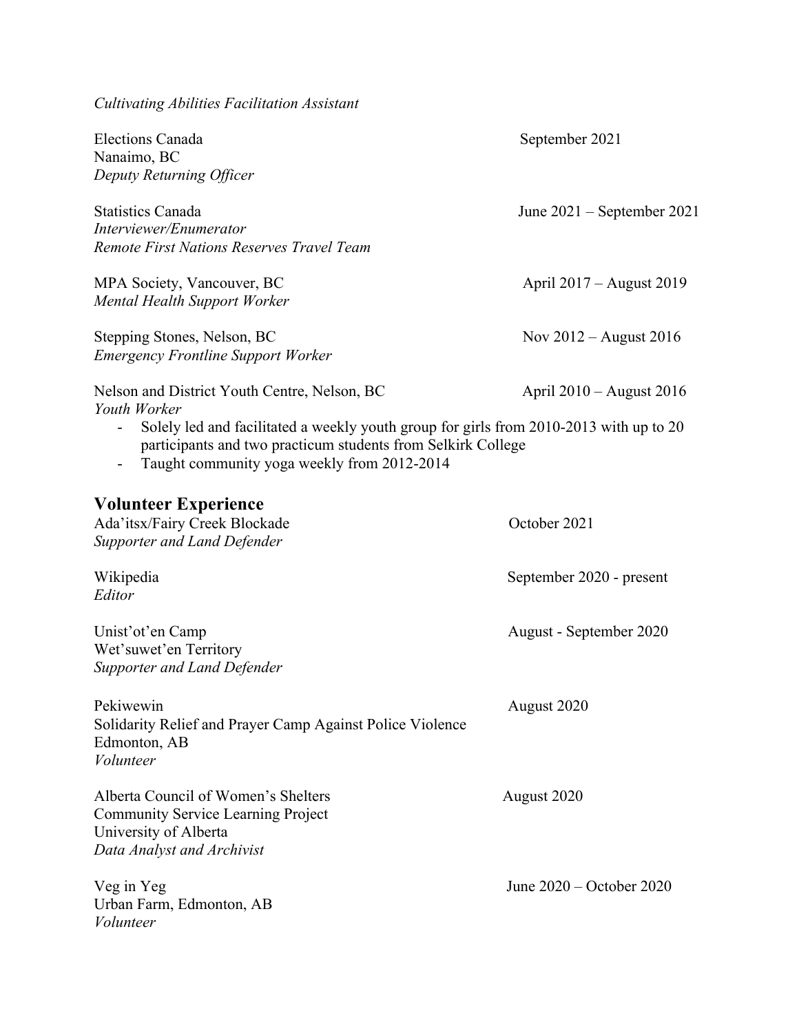*Cultivating Abilities Facilitation Assistant*

Elections Canada — September 2021
Nanaimo, BC
*Deputy Returning Officer*

Statistics Canada — June 2021 – September 2021
*Interviewer/Enumerator*
*Remote First Nations Reserves Travel Team*

MPA Society, Vancouver, BC — April 2017 – August 2019
*Mental Health Support Worker*

Stepping Stones, Nelson, BC — Nov 2012 – August 2016
*Emergency Frontline Support Worker*

Nelson and District Youth Centre, Nelson, BC — April 2010 – August 2016
*Youth Worker*

- Solely led and facilitated a weekly youth group for girls from 2010-2013 with up to 20 participants and two practicum students from Selkirk College
- Taught community yoga weekly from 2012-2014

## Volunteer Experience

Ada'itsx/Fairy Creek Blockade — October 2021
*Supporter and Land Defender*

Wikipedia — September 2020 - present
*Editor*

Unist'ot'en Camp — August - September 2020
Wet'suwet'en Territory
*Supporter and Land Defender*

Pekiwewin — August 2020
Solidarity Relief and Prayer Camp Against Police Violence
Edmonton, AB
*Volunteer*

Alberta Council of Women's Shelters — August 2020
Community Service Learning Project
University of Alberta
*Data Analyst and Archivist*

Veg in Yeg — June 2020 – October 2020
Urban Farm, Edmonton, AB
*Volunteer*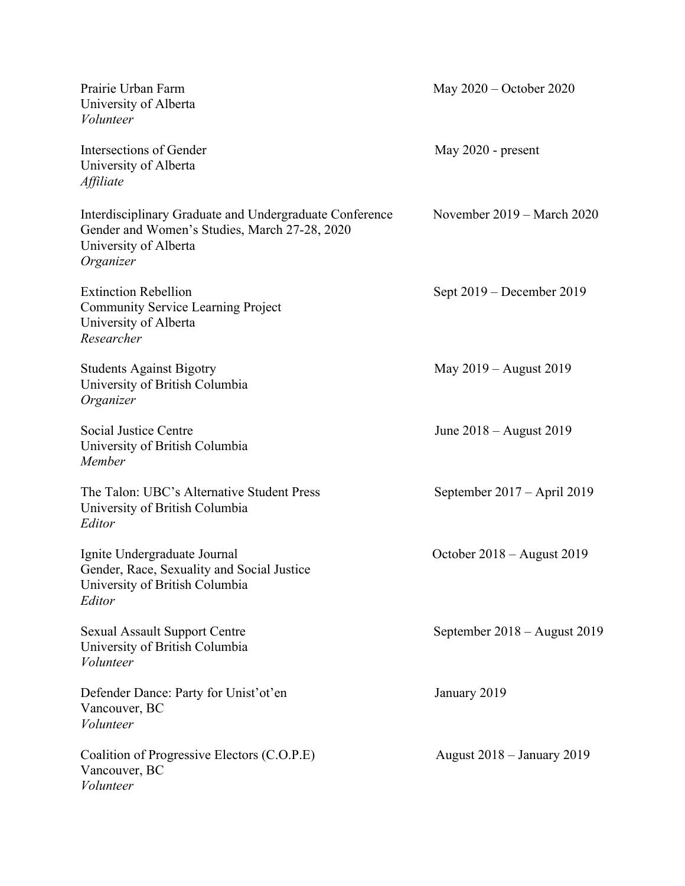Prairie Urban Farm — May 2020 – October 2020
University of Alberta
*Volunteer*

Intersections of Gender — May 2020 - present
University of Alberta
*Affiliate*

Interdisciplinary Graduate and Undergraduate Conference — November 2019 – March 2020
Gender and Women's Studies, March 27-28, 2020
University of Alberta
*Organizer*

Extinction Rebellion — Sept 2019 – December 2019
Community Service Learning Project
University of Alberta
*Researcher*

Students Against Bigotry — May 2019 – August 2019
University of British Columbia
*Organizer*

Social Justice Centre — June 2018 – August 2019
University of British Columbia
*Member*

The Talon: UBC's Alternative Student Press — September 2017 – April 2019
University of British Columbia
*Editor*

Ignite Undergraduate Journal — October 2018 – August 2019
Gender, Race, Sexuality and Social Justice
University of British Columbia
*Editor*

Sexual Assault Support Centre — September 2018 – August 2019
University of British Columbia
*Volunteer*

Defender Dance: Party for Unist'ot'en — January 2019
Vancouver, BC
*Volunteer*

Coalition of Progressive Electors (C.O.P.E) — August 2018 – January 2019
Vancouver, BC
*Volunteer*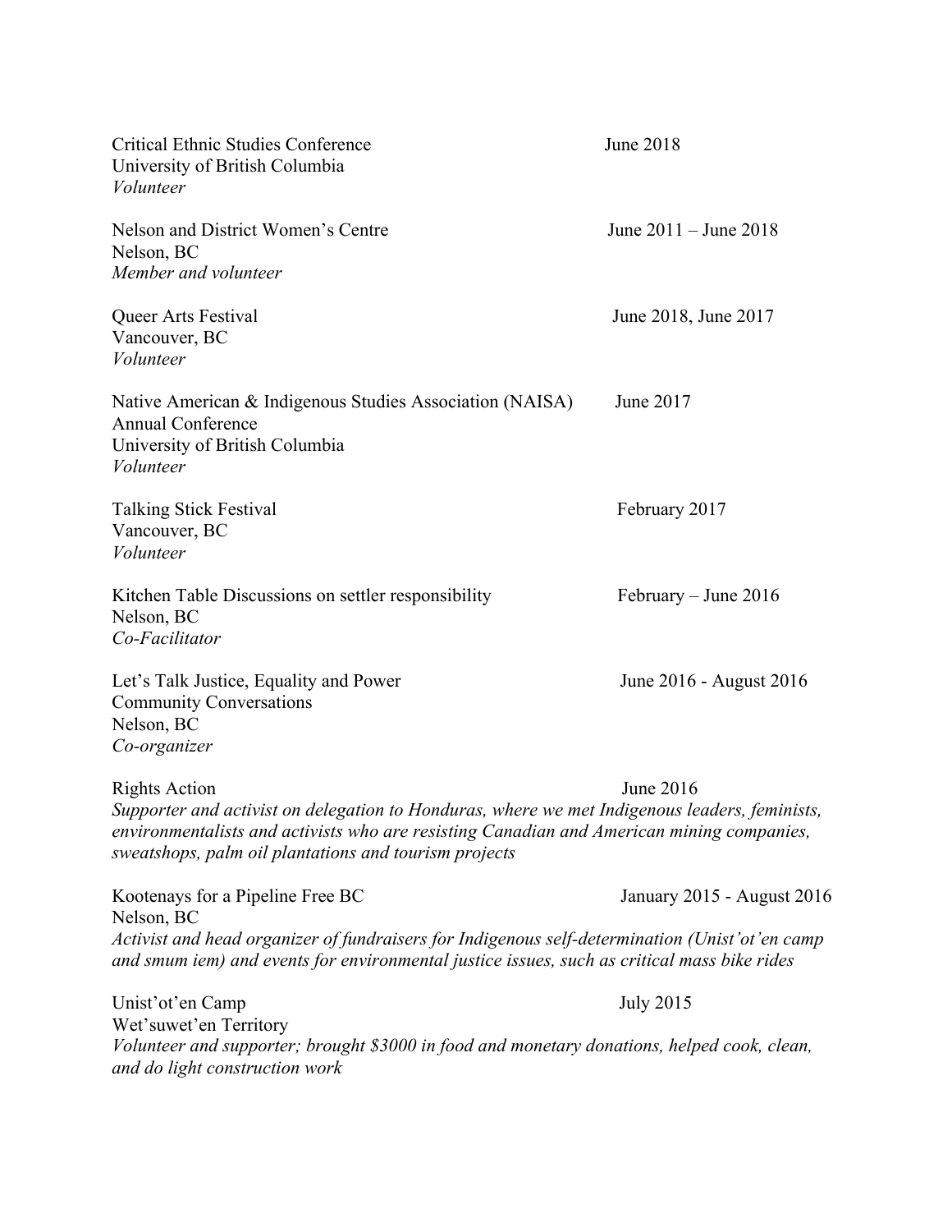Critical Ethnic Studies Conference — June 2018
University of British Columbia
*Volunteer*

Nelson and District Women's Centre — June 2011 – June 2018
Nelson, BC
*Member and volunteer*

Queer Arts Festival — June 2018, June 2017
Vancouver, BC
*Volunteer*

Native American & Indigenous Studies Association (NAISA) Annual Conference — June 2017
University of British Columbia
*Volunteer*

Talking Stick Festival — February 2017
Vancouver, BC
*Volunteer*

Kitchen Table Discussions on settler responsibility — February – June 2016
Nelson, BC
*Co-Facilitator*

Let's Talk Justice, Equality and Power Community Conversations — June 2016 - August 2016
Nelson, BC
*Co-organizer*

Rights Action — June 2016
*Supporter and activist on delegation to Honduras, where we met Indigenous leaders, feminists, environmentalists and activists who are resisting Canadian and American mining companies, sweatshops, palm oil plantations and tourism projects*

Kootenays for a Pipeline Free BC — January 2015 - August 2016
Nelson, BC
*Activist and head organizer of fundraisers for Indigenous self-determination (Unist'ot'en camp and smum iem) and events for environmental justice issues, such as critical mass bike rides*

Unist'ot'en Camp — July 2015
Wet'suwet'en Territory
*Volunteer and supporter; brought $3000 in food and monetary donations, helped cook, clean, and do light construction work*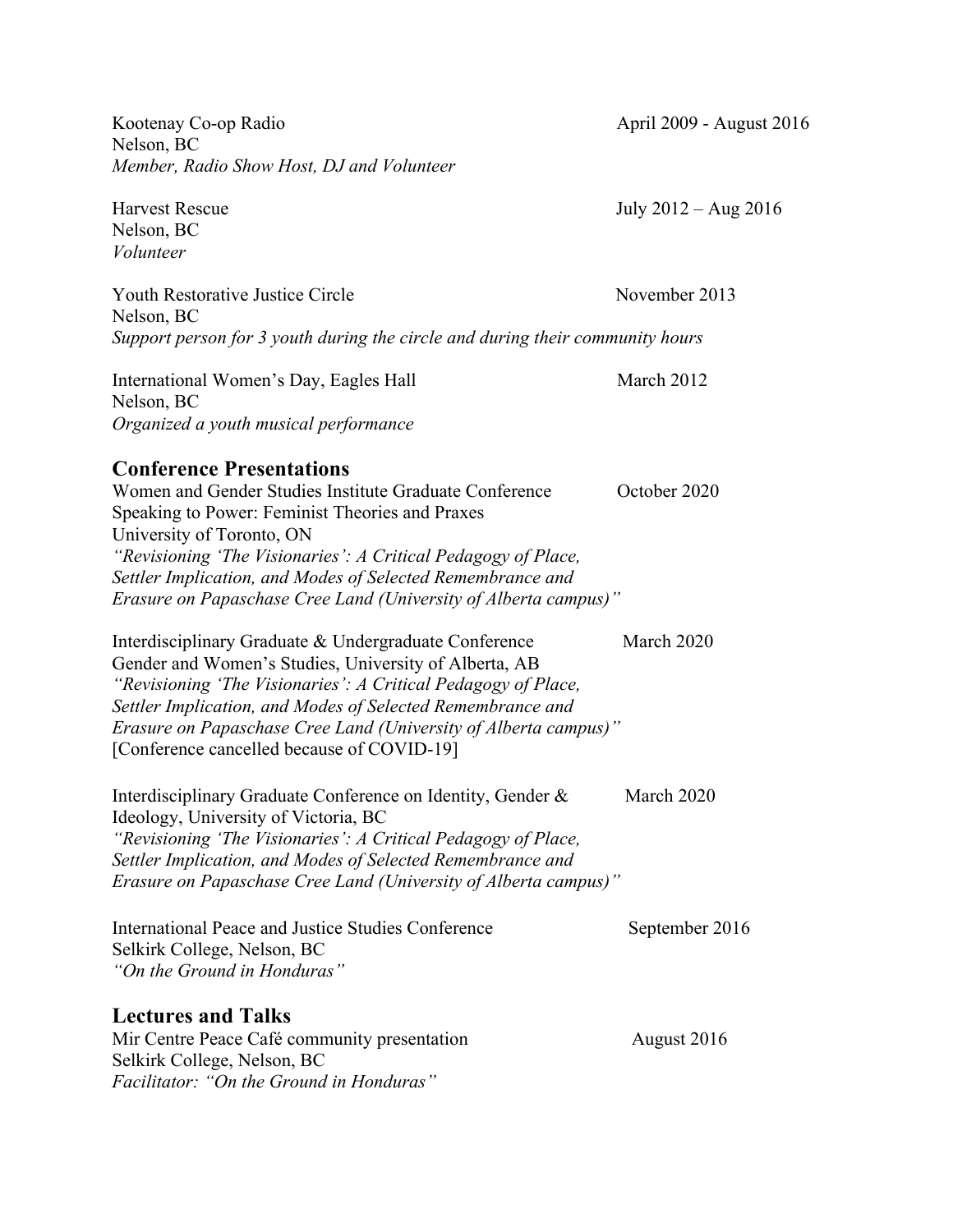Kootenay Co-op Radio April 2009 - August 2016
Nelson, BC
*Member, Radio Show Host, DJ and Volunteer*

Harvest Rescue July 2012 – Aug 2016
Nelson, BC
*Volunteer*

Youth Restorative Justice Circle November 2013
Nelson, BC
*Support person for 3 youth during the circle and during their community hours*

International Women's Day, Eagles Hall March 2012
Nelson, BC
*Organized a youth musical performance*

## Conference Presentations

Women and Gender Studies Institute Graduate Conference October 2020
Speaking to Power: Feminist Theories and Praxes
University of Toronto, ON
*"Revisioning 'The Visionaries': A Critical Pedagogy of Place, Settler Implication, and Modes of Selected Remembrance and Erasure on Papaschase Cree Land (University of Alberta campus)"*

Interdisciplinary Graduate & Undergraduate Conference March 2020
Gender and Women's Studies, University of Alberta, AB
*"Revisioning 'The Visionaries': A Critical Pedagogy of Place, Settler Implication, and Modes of Selected Remembrance and Erasure on Papaschase Cree Land (University of Alberta campus)"*
[Conference cancelled because of COVID-19]

Interdisciplinary Graduate Conference on Identity, Gender & Ideology, University of Victoria, BC March 2020
*"Revisioning 'The Visionaries': A Critical Pedagogy of Place, Settler Implication, and Modes of Selected Remembrance and Erasure on Papaschase Cree Land (University of Alberta campus)"*

International Peace and Justice Studies Conference September 2016
Selkirk College, Nelson, BC
*"On the Ground in Honduras"*

## Lectures and Talks

Mir Centre Peace Café community presentation August 2016
Selkirk College, Nelson, BC
*Facilitator: "On the Ground in Honduras"*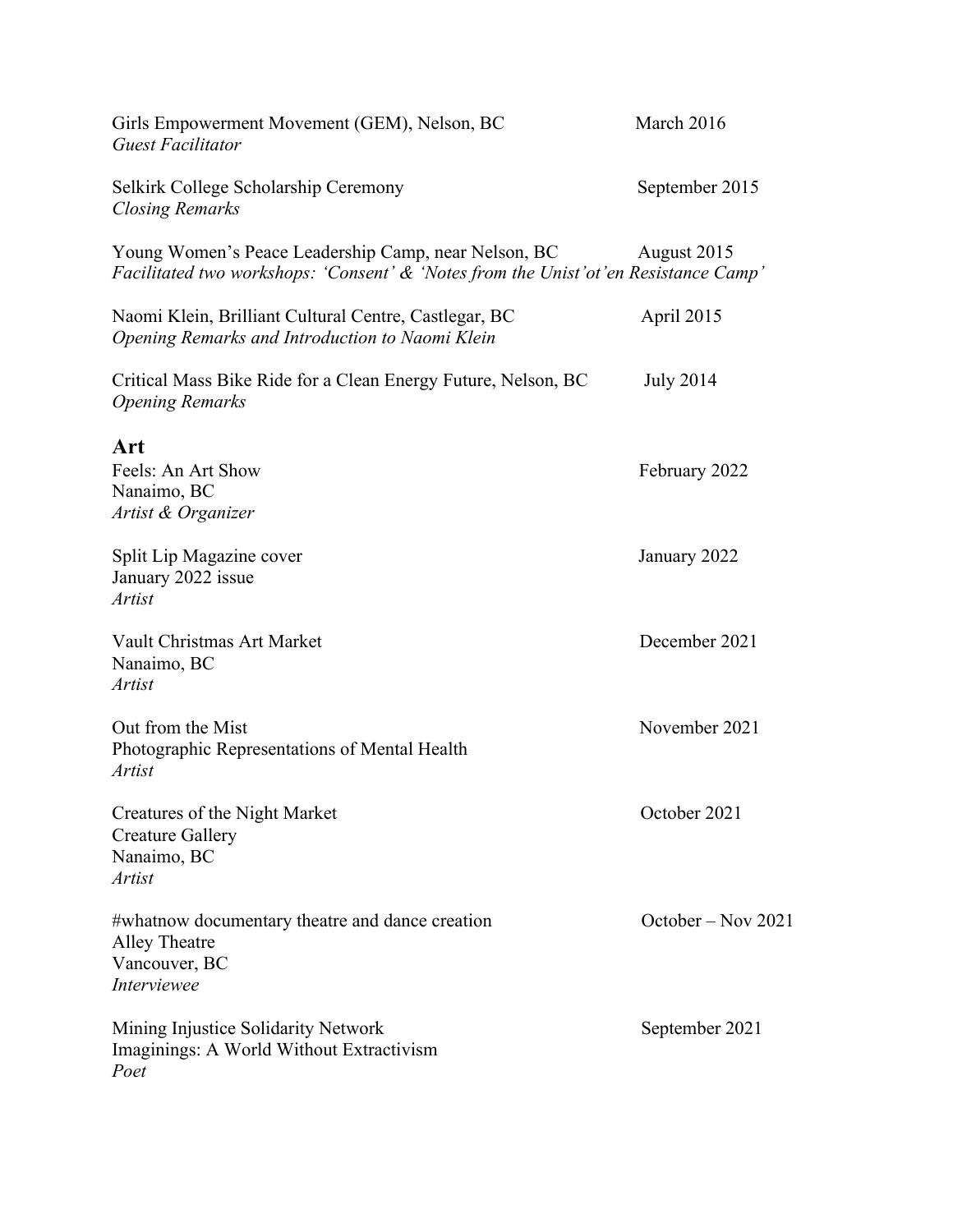Girls Empowerment Movement (GEM), Nelson, BC — March 2016
*Guest Facilitator*

Selkirk College Scholarship Ceremony — September 2015
*Closing Remarks*

Young Women's Peace Leadership Camp, near Nelson, BC — August 2015
*Facilitated two workshops: 'Consent' & 'Notes from the Unist'ot'en Resistance Camp'*

Naomi Klein, Brilliant Cultural Centre, Castlegar, BC — April 2015
*Opening Remarks and Introduction to Naomi Klein*

Critical Mass Bike Ride for a Clean Energy Future, Nelson, BC — July 2014
*Opening Remarks*

## Art

Feels: An Art Show — February 2022
Nanaimo, BC
*Artist & Organizer*

Split Lip Magazine cover — January 2022
January 2022 issue
*Artist*

Vault Christmas Art Market — December 2021
Nanaimo, BC
*Artist*

Out from the Mist — November 2021
Photographic Representations of Mental Health
*Artist*

Creatures of the Night Market — October 2021
Creature Gallery
Nanaimo, BC
*Artist*

#whatnow documentary theatre and dance creation — October – Nov 2021
Alley Theatre
Vancouver, BC
*Interviewee*

Mining Injustice Solidarity Network — September 2021
Imaginings: A World Without Extractivism
*Poet*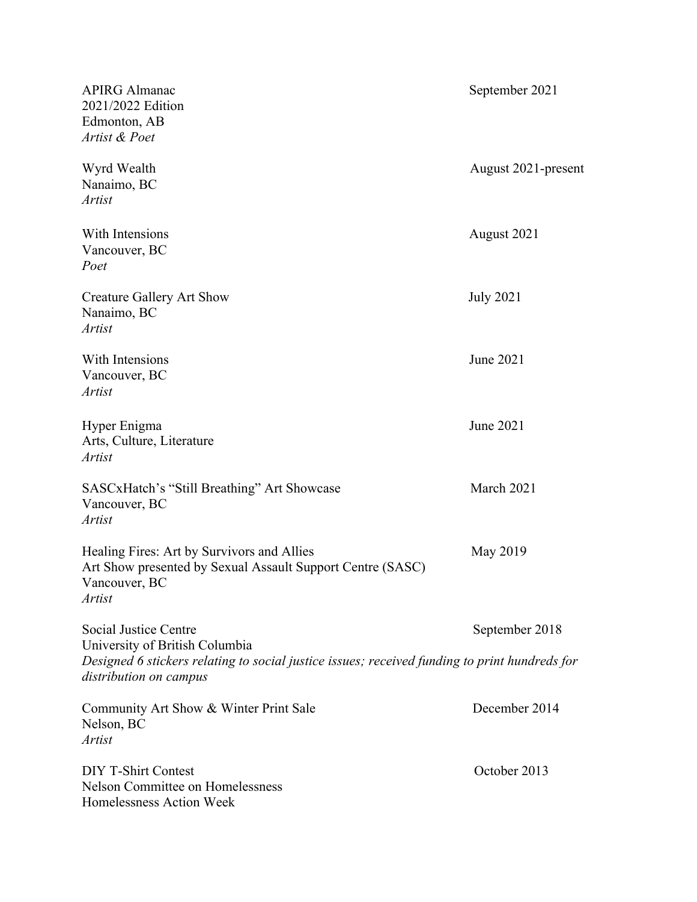APIRG Almanac — September 2021
2021/2022 Edition
Edmonton, AB
*Artist & Poet*

Wyrd Wealth — August 2021-present
Nanaimo, BC
*Artist*

With Intensions — August 2021
Vancouver, BC
*Poet*

Creature Gallery Art Show — July 2021
Nanaimo, BC
*Artist*

With Intensions — June 2021
Vancouver, BC
*Artist*

Hyper Enigma — June 2021
Arts, Culture, Literature
*Artist*

SASCxHatch's "Still Breathing" Art Showcase — March 2021
Vancouver, BC
*Artist*

Healing Fires: Art by Survivors and Allies — May 2019
Art Show presented by Sexual Assault Support Centre (SASC)
Vancouver, BC
*Artist*

Social Justice Centre — September 2018
University of British Columbia
*Designed 6 stickers relating to social justice issues; received funding to print hundreds for distribution on campus*

Community Art Show & Winter Print Sale — December 2014
Nelson, BC
*Artist*

DIY T-Shirt Contest — October 2013
Nelson Committee on Homelessness
Homelessness Action Week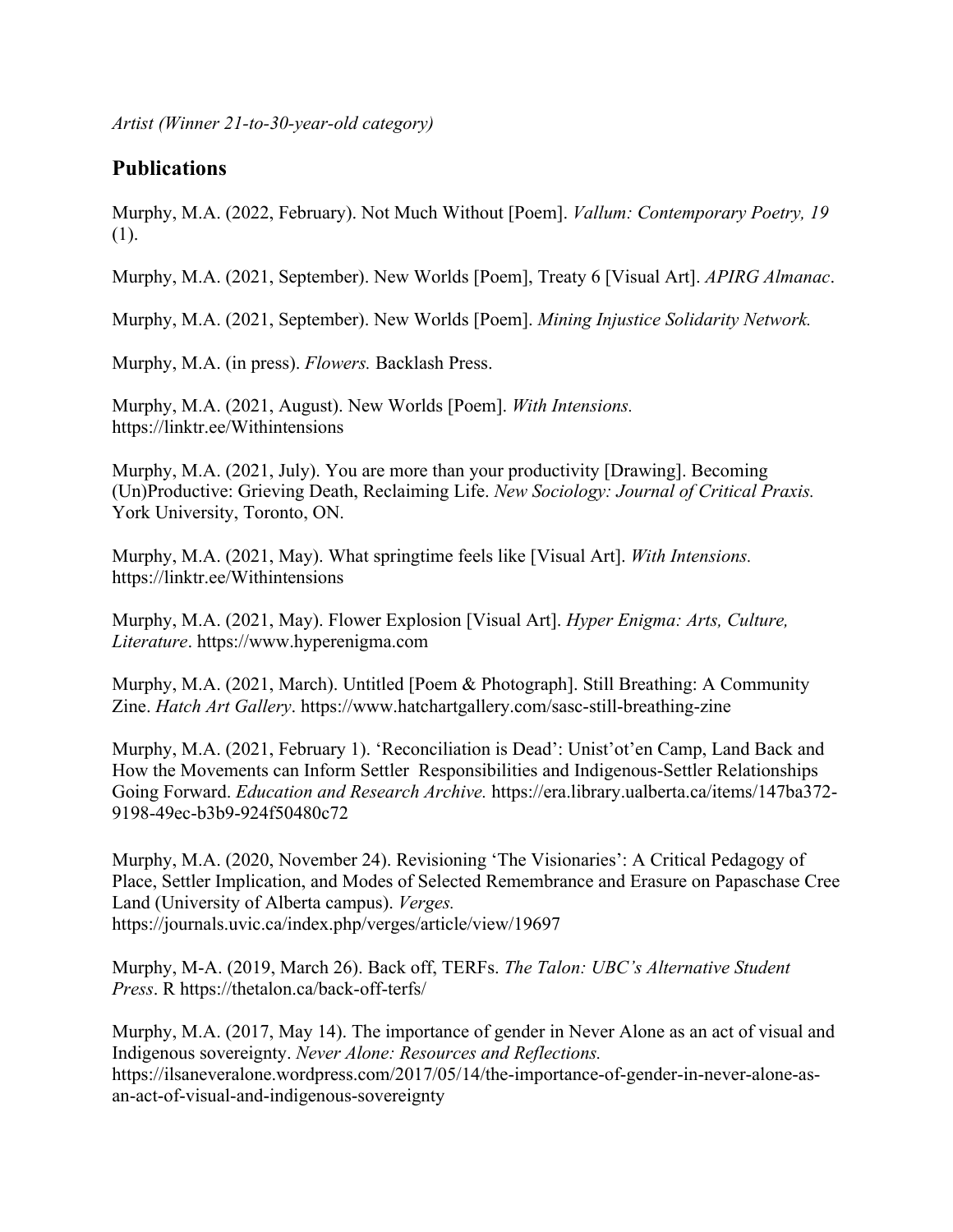*Artist (Winner 21-to-30-year-old category)*

## Publications

Murphy, M.A. (2022, February). Not Much Without [Poem]. *Vallum: Contemporary Poetry, 19* (1).

Murphy, M.A. (2021, September). New Worlds [Poem], Treaty 6 [Visual Art]. *APIRG Almanac*.

Murphy, M.A. (2021, September). New Worlds [Poem]. *Mining Injustice Solidarity Network.*

Murphy, M.A. (in press). *Flowers.* Backlash Press.

Murphy, M.A. (2021, August). New Worlds [Poem]. *With Intensions.* https://linktr.ee/Withintensions

Murphy, M.A. (2021, July). You are more than your productivity [Drawing]. Becoming (Un)Productive: Grieving Death, Reclaiming Life. *New Sociology: Journal of Critical Praxis.* York University, Toronto, ON.

Murphy, M.A. (2021, May). What springtime feels like [Visual Art]. *With Intensions.* https://linktr.ee/Withintensions

Murphy, M.A. (2021, May). Flower Explosion [Visual Art]. *Hyper Enigma: Arts, Culture, Literature*. https://www.hyperenigma.com

Murphy, M.A. (2021, March). Untitled [Poem & Photograph]. Still Breathing: A Community Zine. *Hatch Art Gallery*. https://www.hatchartgallery.com/sasc-still-breathing-zine

Murphy, M.A. (2021, February 1). 'Reconciliation is Dead': Unist'ot'en Camp, Land Back and How the Movements can Inform Settler Responsibilities and Indigenous-Settler Relationships Going Forward. *Education and Research Archive.* https://era.library.ualberta.ca/items/147ba372-9198-49ec-b3b9-924f50480c72

Murphy, M.A. (2020, November 24). Revisioning 'The Visionaries': A Critical Pedagogy of Place, Settler Implication, and Modes of Selected Remembrance and Erasure on Papaschase Cree Land (University of Alberta campus). *Verges.* https://journals.uvic.ca/index.php/verges/article/view/19697

Murphy, M-A. (2019, March 26). Back off, TERFs. *The Talon: UBC's Alternative Student Press*. R https://thetalon.ca/back-off-terfs/

Murphy, M.A. (2017, May 14). The importance of gender in Never Alone as an act of visual and Indigenous sovereignty. *Never Alone: Resources and Reflections.* https://ilsaneveralone.wordpress.com/2017/05/14/the-importance-of-gender-in-never-alone-as-an-act-of-visual-and-indigenous-sovereignty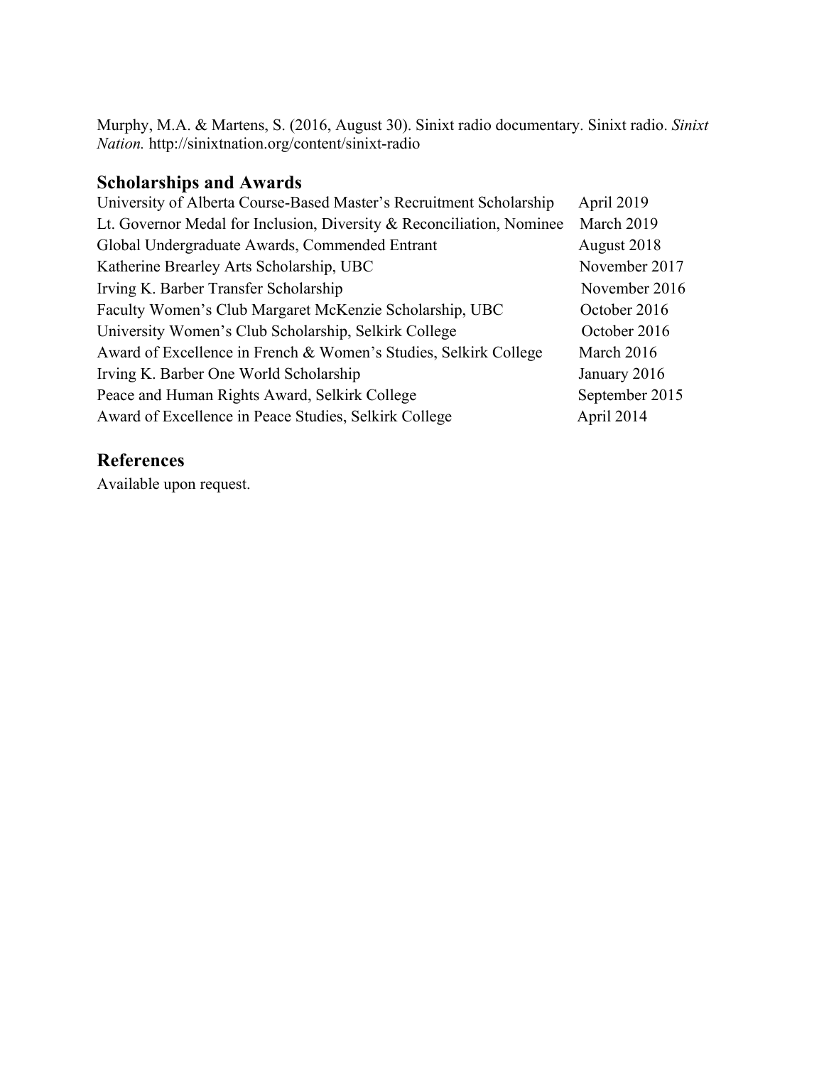Murphy, M.A. & Martens, S. (2016, August 30). Sinixt radio documentary. Sinixt radio. *Sinixt Nation.* http://sinixtnation.org/content/sinixt-radio

## Scholarships and Awards

| | |
|---|---|
| University of Alberta Course-Based Master's Recruitment Scholarship | April 2019 |
| Lt. Governor Medal for Inclusion, Diversity & Reconciliation, Nominee | March 2019 |
| Global Undergraduate Awards, Commended Entrant | August 2018 |
| Katherine Brearley Arts Scholarship, UBC | November 2017 |
| Irving K. Barber Transfer Scholarship | November 2016 |
| Faculty Women's Club Margaret McKenzie Scholarship, UBC | October 2016 |
| University Women's Club Scholarship, Selkirk College | October 2016 |
| Award of Excellence in French & Women's Studies, Selkirk College | March 2016 |
| Irving K. Barber One World Scholarship | January 2016 |
| Peace and Human Rights Award, Selkirk College | September 2015 |
| Award of Excellence in Peace Studies, Selkirk College | April 2014 |

## References

Available upon request.